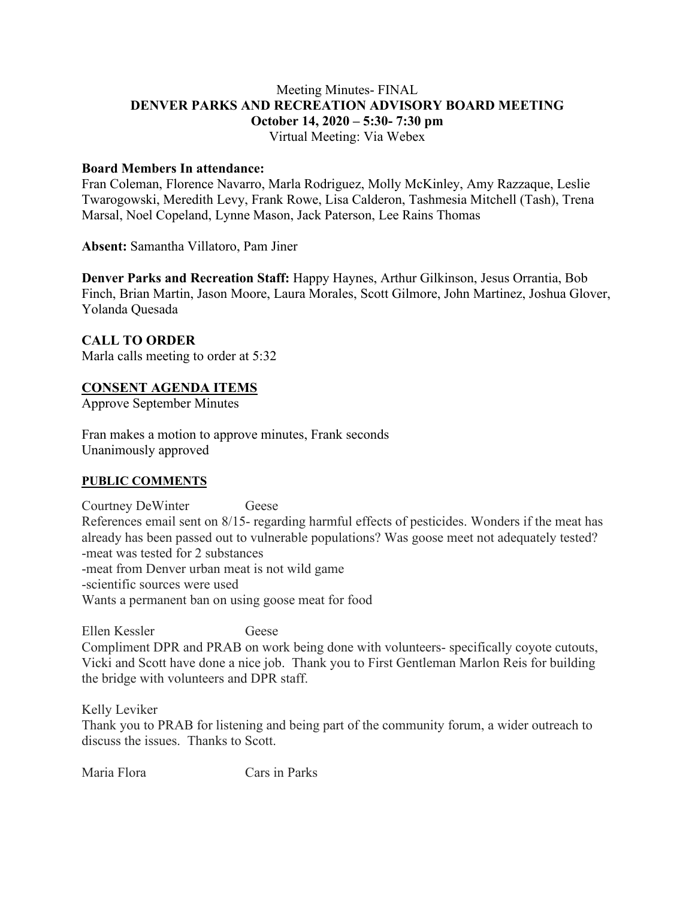Meeting Minutes- FINAL

**DENVER PARKS AND RECREATION ADVISORY BOARD MEETING**

**October 14, 2020 – 5:30- 7:30 pm**

Virtual Meeting: Via Webex

**Board Members In attendance:**
Fran Coleman, Florence Navarro, Marla Rodriguez, Molly McKinley, Amy Razzaque, Leslie Twarogowski, Meredith Levy, Frank Rowe, Lisa Calderon, Tashmesia Mitchell (Tash), Trena Marsal, Noel Copeland, Lynne Mason, Jack Paterson, Lee Rains Thomas

**Absent:** Samantha Villatoro, Pam Jiner

**Denver Parks and Recreation Staff:** Happy Haynes, Arthur Gilkinson, Jesus Orrantia, Bob Finch, Brian Martin, Jason Moore, Laura Morales, Scott Gilmore, John Martinez, Joshua Glover, Yolanda Quesada

**CALL TO ORDER**

Marla calls meeting to order at 5:32

**CONSENT AGENDA ITEMS**

Approve September Minutes

Fran makes a motion to approve minutes, Frank seconds
Unanimously approved

**PUBLIC COMMENTS**

Courtney DeWinter Geese

References email sent on 8/15- regarding harmful effects of pesticides. Wonders if the meat has already has been passed out to vulnerable populations? Was goose meet not adequately tested?
-meat was tested for 2 substances
-meat from Denver urban meat is not wild game
-scientific sources were used
Wants a permanent ban on using goose meat for food

Ellen Kessler Geese

Compliment DPR and PRAB on work being done with volunteers- specifically coyote cutouts, Vicki and Scott have done a nice job. Thank you to First Gentleman Marlon Reis for building the bridge with volunteers and DPR staff.

Kelly Leviker

Thank you to PRAB for listening and being part of the community forum, a wider outreach to discuss the issues. Thanks to Scott.

Maria Flora Cars in Parks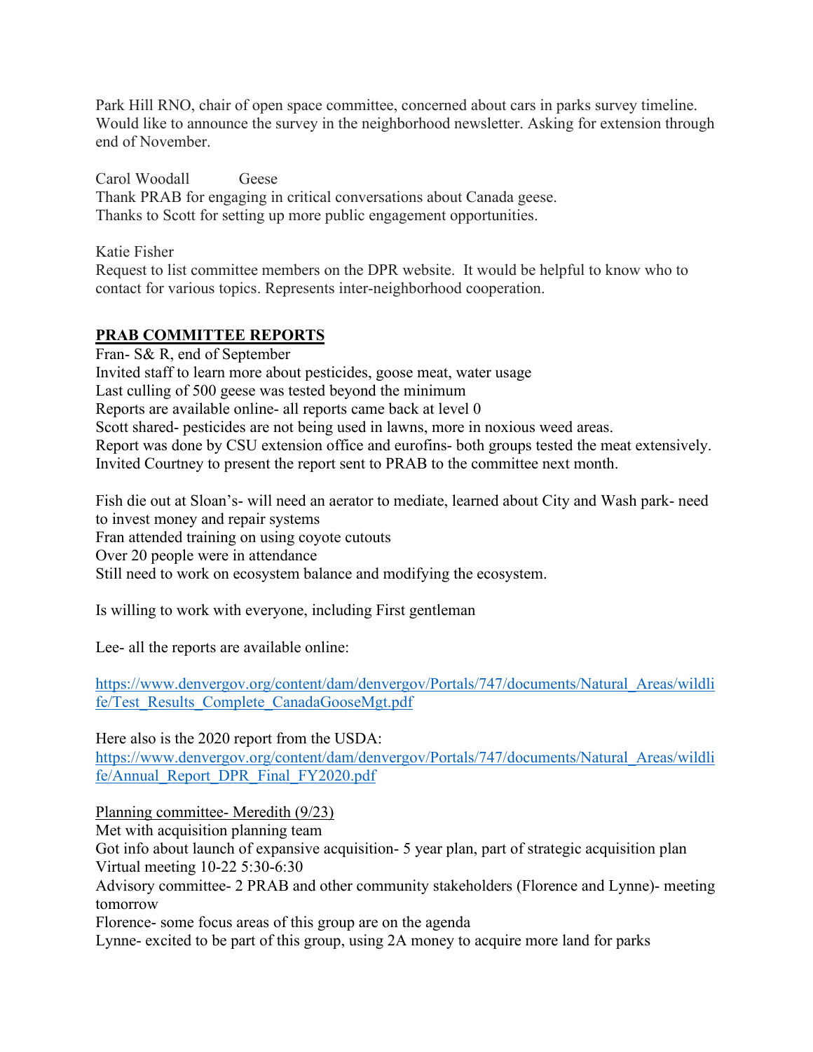Park Hill RNO, chair of open space committee, concerned about cars in parks survey timeline. Would like to announce the survey in the neighborhood newsletter. Asking for extension through end of November.

Carol Woodall Geese
Thank PRAB for engaging in critical conversations about Canada geese.
Thanks to Scott for setting up more public engagement opportunities.

Katie Fisher
Request to list committee members on the DPR website. It would be helpful to know who to contact for various topics. Represents inter-neighborhood cooperation.

## PRAB COMMITTEE REPORTS

Fran- S& R, end of September
Invited staff to learn more about pesticides, goose meat, water usage
Last culling of 500 geese was tested beyond the minimum
Reports are available online- all reports came back at level 0
Scott shared- pesticides are not being used in lawns, more in noxious weed areas.
Report was done by CSU extension office and eurofins- both groups tested the meat extensively.
Invited Courtney to present the report sent to PRAB to the committee next month.

Fish die out at Sloan's- will need an aerator to mediate, learned about City and Wash park- need to invest money and repair systems
Fran attended training on using coyote cutouts
Over 20 people were in attendance
Still need to work on ecosystem balance and modifying the ecosystem.

Is willing to work with everyone, including First gentleman

Lee- all the reports are available online:

[https://www.denvergov.org/content/dam/denvergov/Portals/747/documents/Natural_Areas/wildlife/Test_Results_Complete_CanadaGooseMgt.pdf](https://www.denvergov.org/content/dam/denvergov/Portals/747/documents/Natural_Areas/wildlife/Test_Results_Complete_CanadaGooseMgt.pdf)

Here also is the 2020 report from the USDA:
[https://www.denvergov.org/content/dam/denvergov/Portals/747/documents/Natural_Areas/wildlife/Annual_Report_DPR_Final_FY2020.pdf](https://www.denvergov.org/content/dam/denvergov/Portals/747/documents/Natural_Areas/wildlife/Annual_Report_DPR_Final_FY2020.pdf)

Planning committee- Meredith (9/23)
Met with acquisition planning team
Got info about launch of expansive acquisition- 5 year plan, part of strategic acquisition plan
Virtual meeting 10-22 5:30-6:30
Advisory committee- 2 PRAB and other community stakeholders (Florence and Lynne)- meeting tomorrow
Florence- some focus areas of this group are on the agenda
Lynne- excited to be part of this group, using 2A money to acquire more land for parks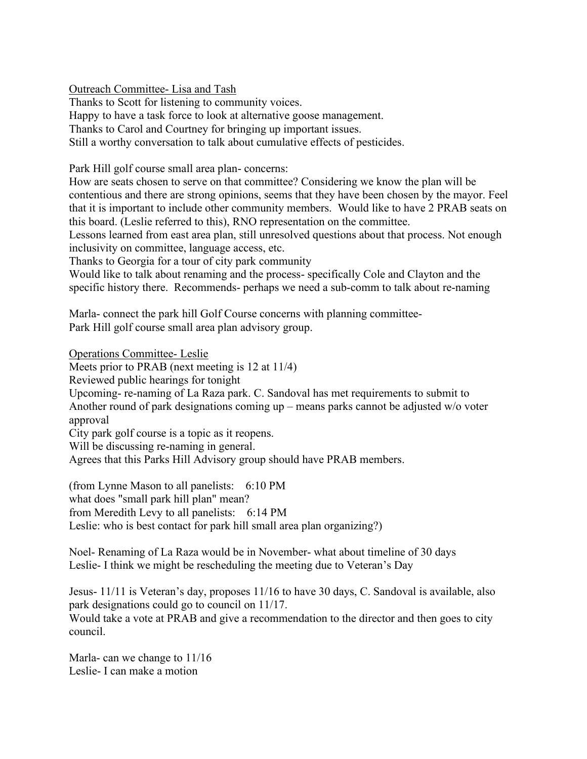<u>Outreach Committee- Lisa and Tash</u>

Thanks to Scott for listening to community voices.
Happy to have a task force to look at alternative goose management.
Thanks to Carol and Courtney for bringing up important issues.
Still a worthy conversation to talk about cumulative effects of pesticides.

Park Hill golf course small area plan- concerns:
How are seats chosen to serve on that committee? Considering we know the plan will be contentious and there are strong opinions, seems that they have been chosen by the mayor. Feel that it is important to include other community members. Would like to have 2 PRAB seats on this board. (Leslie referred to this), RNO representation on the committee.
Lessons learned from east area plan, still unresolved questions about that process. Not enough inclusivity on committee, language access, etc.
Thanks to Georgia for a tour of city park community
Would like to talk about renaming and the process- specifically Cole and Clayton and the specific history there. Recommends- perhaps we need a sub-comm to talk about re-naming

Marla- connect the park hill Golf Course concerns with planning committee-
Park Hill golf course small area plan advisory group.

<u>Operations Committee- Leslie</u>

Meets prior to PRAB (next meeting is 12 at 11/4)
Reviewed public hearings for tonight
Upcoming- re-naming of La Raza park. C. Sandoval has met requirements to submit to
Another round of park designations coming up – means parks cannot be adjusted w/o voter approval
City park golf course is a topic as it reopens.
Will be discussing re-naming in general.
Agrees that this Parks Hill Advisory group should have PRAB members.

(from Lynne Mason to all panelists: 6:10 PM
what does "small park hill plan" mean?
from Meredith Levy to all panelists: 6:14 PM
Leslie: who is best contact for park hill small area plan organizing?)

Noel- Renaming of La Raza would be in November- what about timeline of 30 days
Leslie- I think we might be rescheduling the meeting due to Veteran's Day

Jesus- 11/11 is Veteran's day, proposes 11/16 to have 30 days, C. Sandoval is available, also park designations could go to council on 11/17.
Would take a vote at PRAB and give a recommendation to the director and then goes to city council.

Marla- can we change to 11/16
Leslie- I can make a motion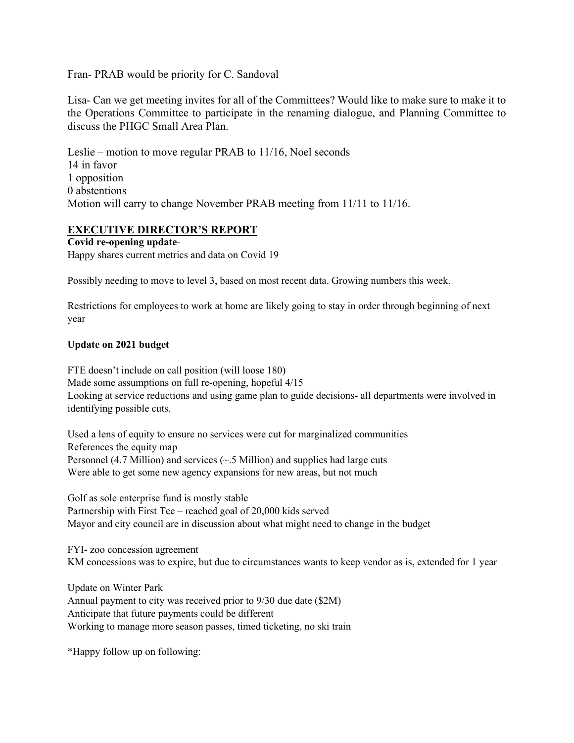Fran- PRAB would be priority for C. Sandoval

Lisa- Can we get meeting invites for all of the Committees? Would like to make sure to make it to the Operations Committee to participate in the renaming dialogue, and Planning Committee to discuss the PHGC Small Area Plan.

Leslie – motion to move regular PRAB to 11/16, Noel seconds
14 in favor
1 opposition
0 abstentions
Motion will carry to change November PRAB meeting from 11/11 to 11/16.

## EXECUTIVE DIRECTOR'S REPORT

**Covid re-opening update**-
Happy shares current metrics and data on Covid 19

Possibly needing to move to level 3, based on most recent data. Growing numbers this week.

Restrictions for employees to work at home are likely going to stay in order through beginning of next year

**Update on 2021 budget**

FTE doesn't include on call position (will loose 180)
Made some assumptions on full re-opening, hopeful 4/15
Looking at service reductions and using game plan to guide decisions- all departments were involved in identifying possible cuts.

Used a lens of equity to ensure no services were cut for marginalized communities
References the equity map
Personnel (4.7 Million) and services (~.5 Million) and supplies had large cuts
Were able to get some new agency expansions for new areas, but not much

Golf as sole enterprise fund is mostly stable
Partnership with First Tee – reached goal of 20,000 kids served
Mayor and city council are in discussion about what might need to change in the budget

FYI- zoo concession agreement
KM concessions was to expire, but due to circumstances wants to keep vendor as is, extended for 1 year

Update on Winter Park
Annual payment to city was received prior to 9/30 due date ($2M)
Anticipate that future payments could be different
Working to manage more season passes, timed ticketing, no ski train

*Happy follow up on following: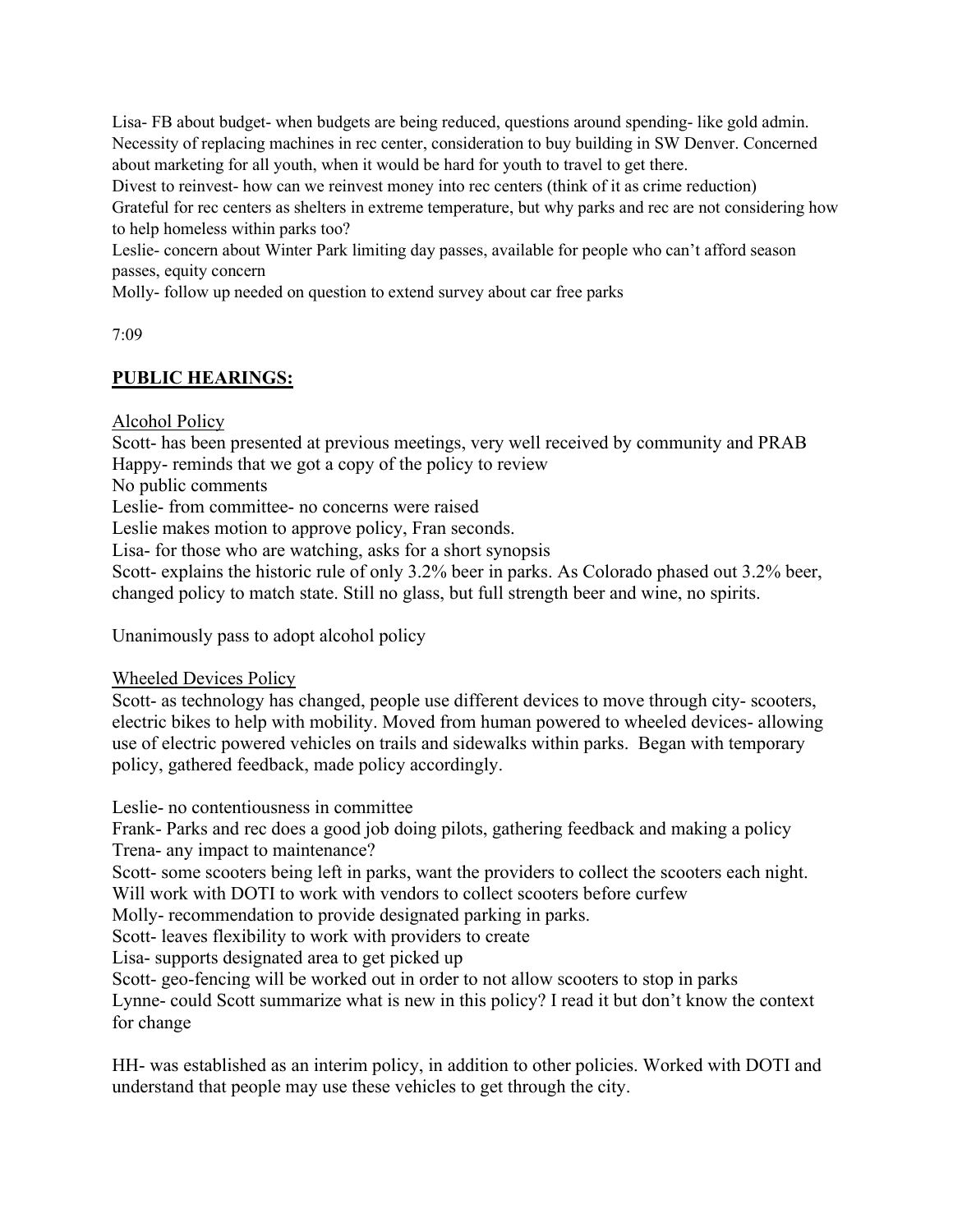Lisa- FB about budget- when budgets are being reduced, questions around spending- like gold admin. Necessity of replacing machines in rec center, consideration to buy building in SW Denver. Concerned about marketing for all youth, when it would be hard for youth to travel to get there.

Divest to reinvest- how can we reinvest money into rec centers (think of it as crime reduction)

Grateful for rec centers as shelters in extreme temperature, but why parks and rec are not considering how to help homeless within parks too?

Leslie- concern about Winter Park limiting day passes, available for people who can't afford season passes, equity concern

Molly- follow up needed on question to extend survey about car free parks

7:09

## PUBLIC HEARINGS:

Alcohol Policy

Scott- has been presented at previous meetings, very well received by community and PRAB

Happy- reminds that we got a copy of the policy to review

No public comments

Leslie- from committee- no concerns were raised

Leslie makes motion to approve policy, Fran seconds.

Lisa- for those who are watching, asks for a short synopsis

Scott- explains the historic rule of only 3.2% beer in parks. As Colorado phased out 3.2% beer, changed policy to match state. Still no glass, but full strength beer and wine, no spirits.

Unanimously pass to adopt alcohol policy

Wheeled Devices Policy

Scott- as technology has changed, people use different devices to move through city- scooters, electric bikes to help with mobility. Moved from human powered to wheeled devices- allowing use of electric powered vehicles on trails and sidewalks within parks. Began with temporary policy, gathered feedback, made policy accordingly.

Leslie- no contentiousness in committee

Frank- Parks and rec does a good job doing pilots, gathering feedback and making a policy

Trena- any impact to maintenance?

Scott- some scooters being left in parks, want the providers to collect the scooters each night. Will work with DOTI to work with vendors to collect scooters before curfew

Molly- recommendation to provide designated parking in parks.

Scott- leaves flexibility to work with providers to create

Lisa- supports designated area to get picked up

Scott- geo-fencing will be worked out in order to not allow scooters to stop in parks

Lynne- could Scott summarize what is new in this policy? I read it but don't know the context for change

HH- was established as an interim policy, in addition to other policies. Worked with DOTI and understand that people may use these vehicles to get through the city.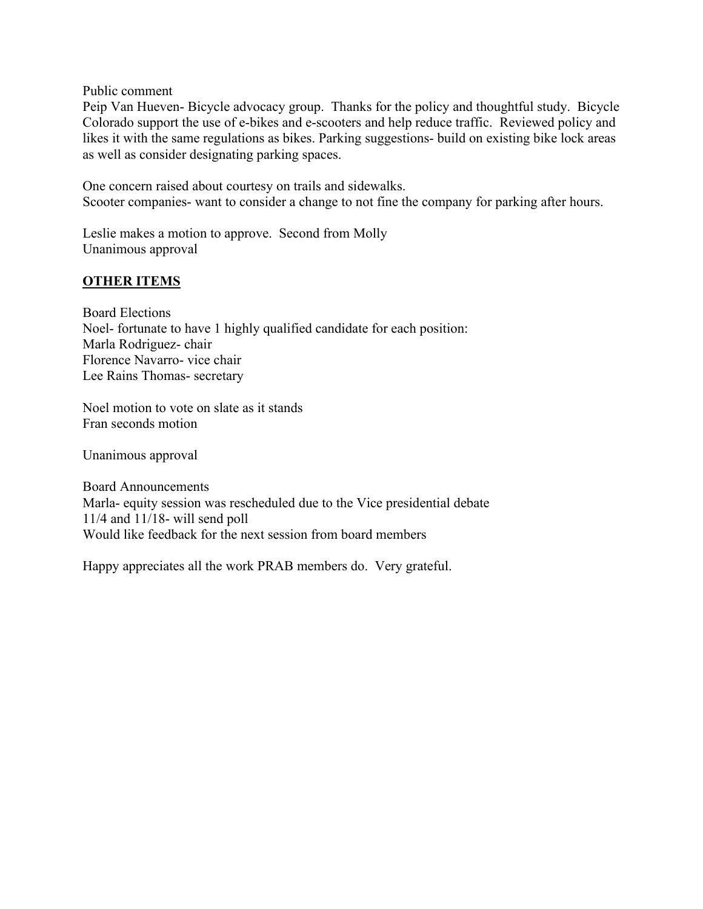Public comment

Peip Van Hueven- Bicycle advocacy group. Thanks for the policy and thoughtful study. Bicycle Colorado support the use of e-bikes and e-scooters and help reduce traffic. Reviewed policy and likes it with the same regulations as bikes. Parking suggestions- build on existing bike lock areas as well as consider designating parking spaces.

One concern raised about courtesy on trails and sidewalks.
Scooter companies- want to consider a change to not fine the company for parking after hours.

Leslie makes a motion to approve. Second from Molly
Unanimous approval

## OTHER ITEMS

Board Elections
Noel- fortunate to have 1 highly qualified candidate for each position:
Marla Rodriguez- chair
Florence Navarro- vice chair
Lee Rains Thomas- secretary

Noel motion to vote on slate as it stands
Fran seconds motion

Unanimous approval

Board Announcements
Marla- equity session was rescheduled due to the Vice presidential debate
11/4 and 11/18- will send poll
Would like feedback for the next session from board members

Happy appreciates all the work PRAB members do. Very grateful.